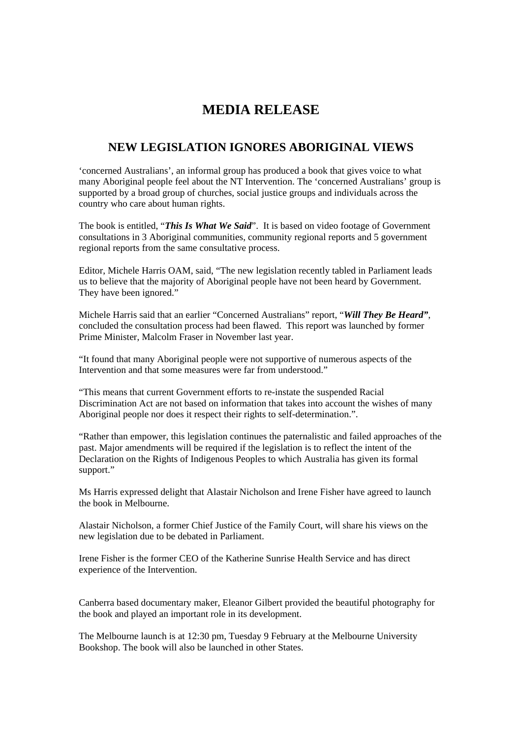# MEDIA RELEASE

## NEW LEGISLATION IGNORES ABORIGINAL VIEWS

'concerned Australians', an informal group has produced a book that gives voice to what many Aboriginal people feel about the NT Intervention. The 'concerned Australians' group is supported by a broad group of churches, social justice groups and individuals across the country who care about human rights.

The book is entitled, "***This Is What We Said***". It is based on video footage of Government consultations in 3 Aboriginal communities, community regional reports and 5 government regional reports from the same consultative process.

Editor, Michele Harris OAM, said, "The new legislation recently tabled in Parliament leads us to believe that the majority of Aboriginal people have not been heard by Government. They have been ignored."

Michele Harris said that an earlier "Concerned Australians" report, "***Will They Be Heard"***, concluded the consultation process had been flawed. This report was launched by former Prime Minister, Malcolm Fraser in November last year.

"It found that many Aboriginal people were not supportive of numerous aspects of the Intervention and that some measures were far from understood."

"This means that current Government efforts to re-instate the suspended Racial Discrimination Act are not based on information that takes into account the wishes of many Aboriginal people nor does it respect their rights to self-determination.".

"Rather than empower, this legislation continues the paternalistic and failed approaches of the past. Major amendments will be required if the legislation is to reflect the intent of the Declaration on the Rights of Indigenous Peoples to which Australia has given its formal support."

Ms Harris expressed delight that Alastair Nicholson and Irene Fisher have agreed to launch the book in Melbourne.

Alastair Nicholson, a former Chief Justice of the Family Court, will share his views on the new legislation due to be debated in Parliament.

Irene Fisher is the former CEO of the Katherine Sunrise Health Service and has direct experience of the Intervention.

Canberra based documentary maker, Eleanor Gilbert provided the beautiful photography for the book and played an important role in its development.

The Melbourne launch is at 12:30 pm, Tuesday 9 February at the Melbourne University Bookshop. The book will also be launched in other States.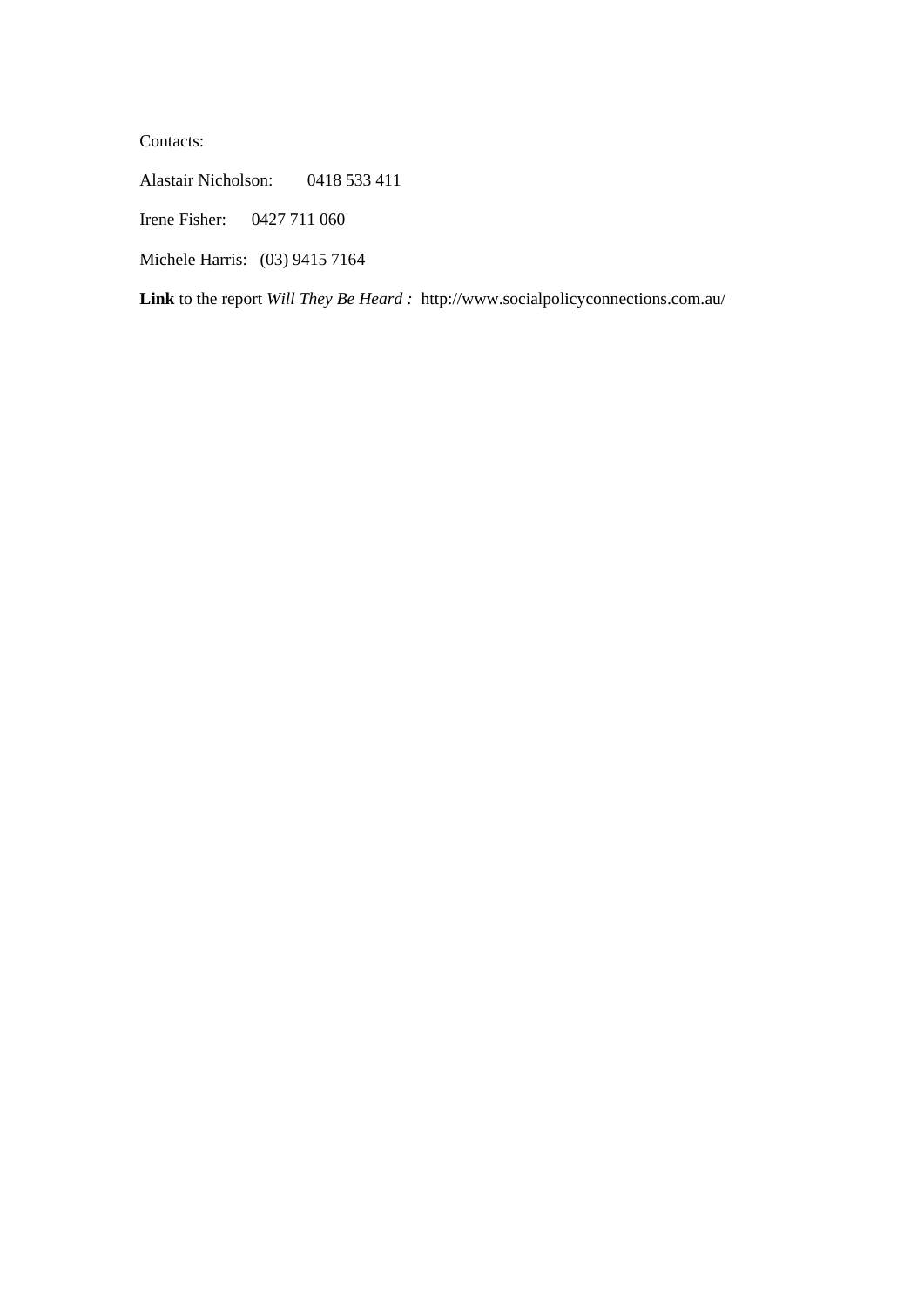Contacts:

Alastair Nicholson: 0418 533 411

Irene Fisher: 0427 711 060

Michele Harris: (03) 9415 7164

**Link** to the report *Will They Be Heard :* http://www.socialpolicyconnections.com.au/